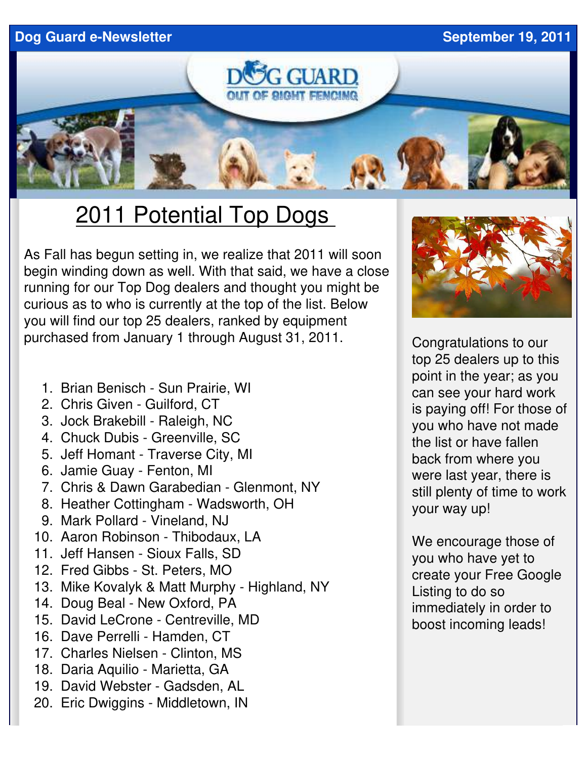Dog Guard e-Newsletter September 19, 2011

# 2011 Potential Top Dogs

As Fall has begun setting in, we realize that 2011 will soon begin winding down as well. With that said, we have a close running for our Top Dog dealers and thought you might be curious as to who is currently at the top of the list. Below you will find our top 25 dealers, ranked by equipment purchased from January 1 through August 31, 2011.

1. Brian Benisch - Sun Prairie, WI
2. Chris Given - Guilford, CT
3. Jock Brakebill - Raleigh, NC
4. Chuck Dubis - Greenville, SC
5. Jeff Homant - Traverse City, MI
6. Jamie Guay - Fenton, MI
7. Chris & Dawn Garabedian - Glenmont, NY
8. Heather Cottingham - Wadsworth, OH
9. Mark Pollard - Vineland, NJ
10. Aaron Robinson - Thibodaux, LA
11. Jeff Hansen - Sioux Falls, SD
12. Fred Gibbs - St. Peters, MO
13. Mike Kovalyk & Matt Murphy - Highland, NY
14. Doug Beal - New Oxford, PA
15. David LeCrone - Centreville, MD
16. Dave Perrelli - Hamden, CT
17. Charles Nielsen - Clinton, MS
18. Daria Aquilio - Marietta, GA
19. David Webster - Gadsden, AL
20. Eric Dwiggins - Middletown, IN

Congratulations to our top 25 dealers up to this point in the year; as you can see your hard work is paying off! For those of you who have not made the list or have fallen back from where you were last year, there is still plenty of time to work your way up!

We encourage those of you who have yet to create your Free Google Listing to do so immediately in order to boost incoming leads!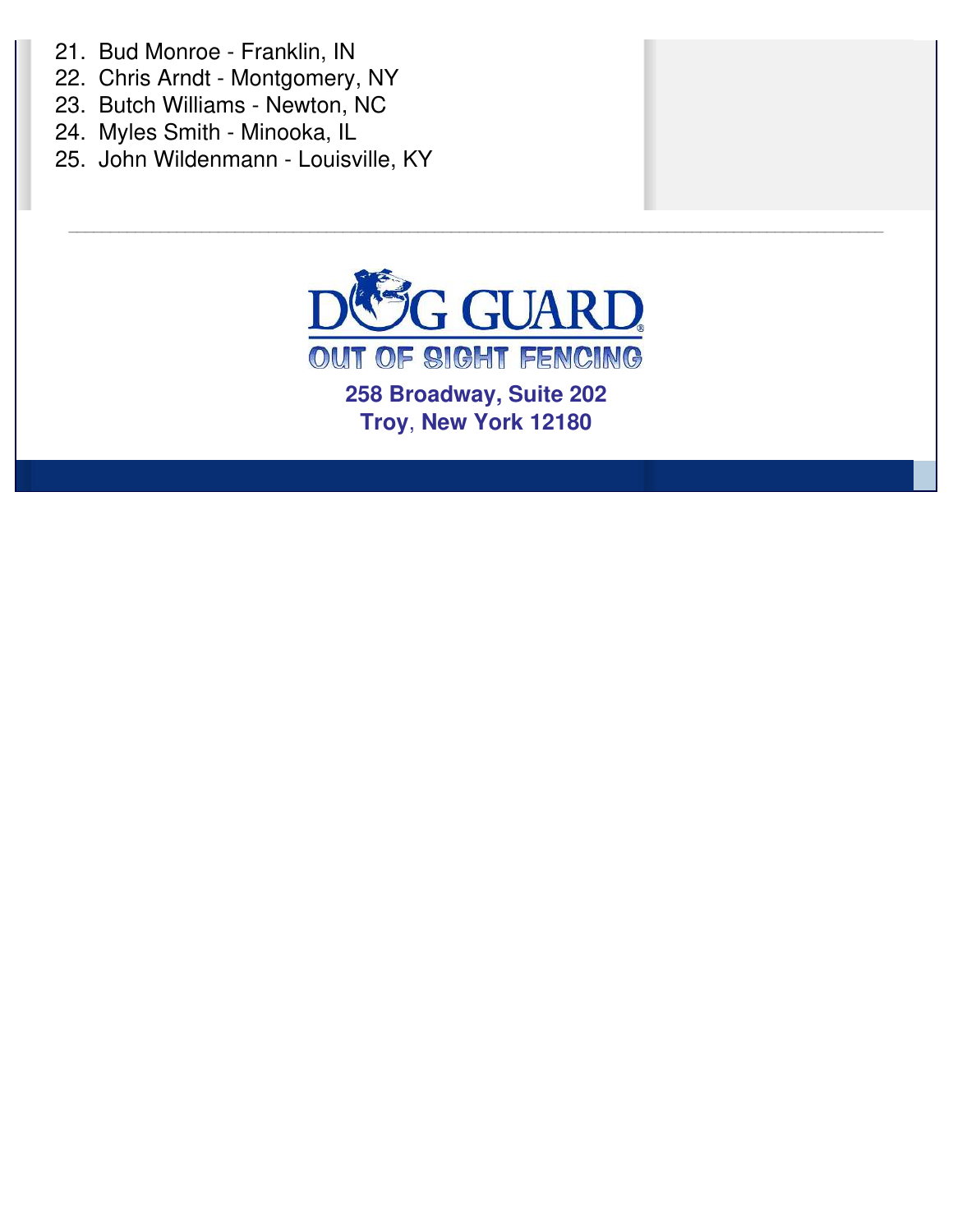21. Bud Monroe - Franklin, IN
22. Chris Arndt - Montgomery, NY
23. Butch Williams - Newton, NC
24. Myles Smith - Minooka, IL
25. John Wildenmann - Louisville, KY

---

DOG GUARD®
OUT OF SIGHT FENCING

**258 Broadway, Suite 202**
**Troy, New York 12180**